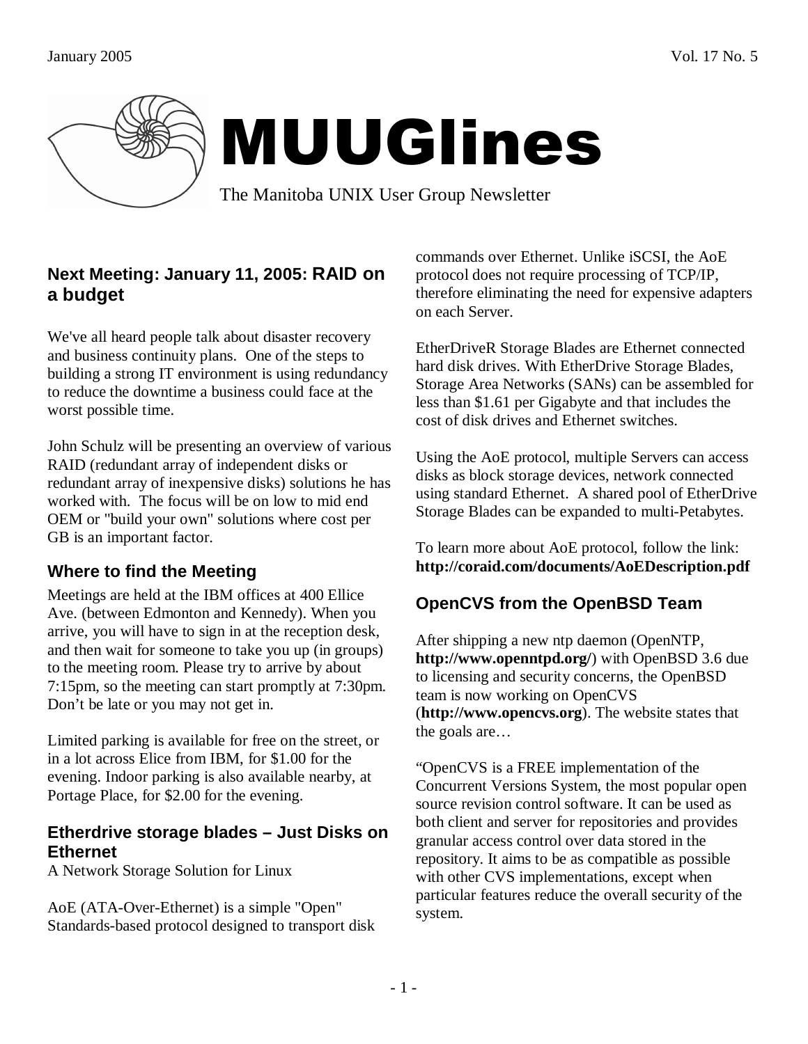January 2005 Vol. 17 No. 5

# MUUGlines

The Manitoba UNIX User Group Newsletter

## Next Meeting: January 11, 2005: RAID on a budget

We've all heard people talk about disaster recovery and business continuity plans. One of the steps to building a strong IT environment is using redundancy to reduce the downtime a business could face at the worst possible time.

John Schulz will be presenting an overview of various RAID (redundant array of independent disks or redundant array of inexpensive disks) solutions he has worked with. The focus will be on low to mid end OEM or "build your own" solutions where cost per GB is an important factor.

## Where to find the Meeting

Meetings are held at the IBM offices at 400 Ellice Ave. (between Edmonton and Kennedy). When you arrive, you will have to sign in at the reception desk, and then wait for someone to take you up (in groups) to the meeting room. Please try to arrive by about 7:15pm, so the meeting can start promptly at 7:30pm. Don't be late or you may not get in.

Limited parking is available for free on the street, or in a lot across Elice from IBM, for $1.00 for the evening. Indoor parking is also available nearby, at Portage Place, for $2.00 for the evening.

## Etherdrive storage blades – Just Disks on Ethernet

A Network Storage Solution for Linux

AoE (ATA-Over-Ethernet) is a simple "Open" Standards-based protocol designed to transport disk commands over Ethernet. Unlike iSCSI, the AoE protocol does not require processing of TCP/IP, therefore eliminating the need for expensive adapters on each Server.

EtherDriveR Storage Blades are Ethernet connected hard disk drives. With EtherDrive Storage Blades, Storage Area Networks (SANs) can be assembled for less than $1.61 per Gigabyte and that includes the cost of disk drives and Ethernet switches.

Using the AoE protocol, multiple Servers can access disks as block storage devices, network connected using standard Ethernet. A shared pool of EtherDrive Storage Blades can be expanded to multi-Petabytes.

To learn more about AoE protocol, follow the link: **http://coraid.com/documents/AoEDescription.pdf**

## OpenCVS from the OpenBSD Team

After shipping a new ntp daemon (OpenNTP, **http://www.openntpd.org/**) with OpenBSD 3.6 due to licensing and security concerns, the OpenBSD team is now working on OpenCVS (**http://www.opencvs.org**). The website states that the goals are…

"OpenCVS is a FREE implementation of the Concurrent Versions System, the most popular open source revision control software. It can be used as both client and server for repositories and provides granular access control over data stored in the repository. It aims to be as compatible as possible with other CVS implementations, except when particular features reduce the overall security of the system.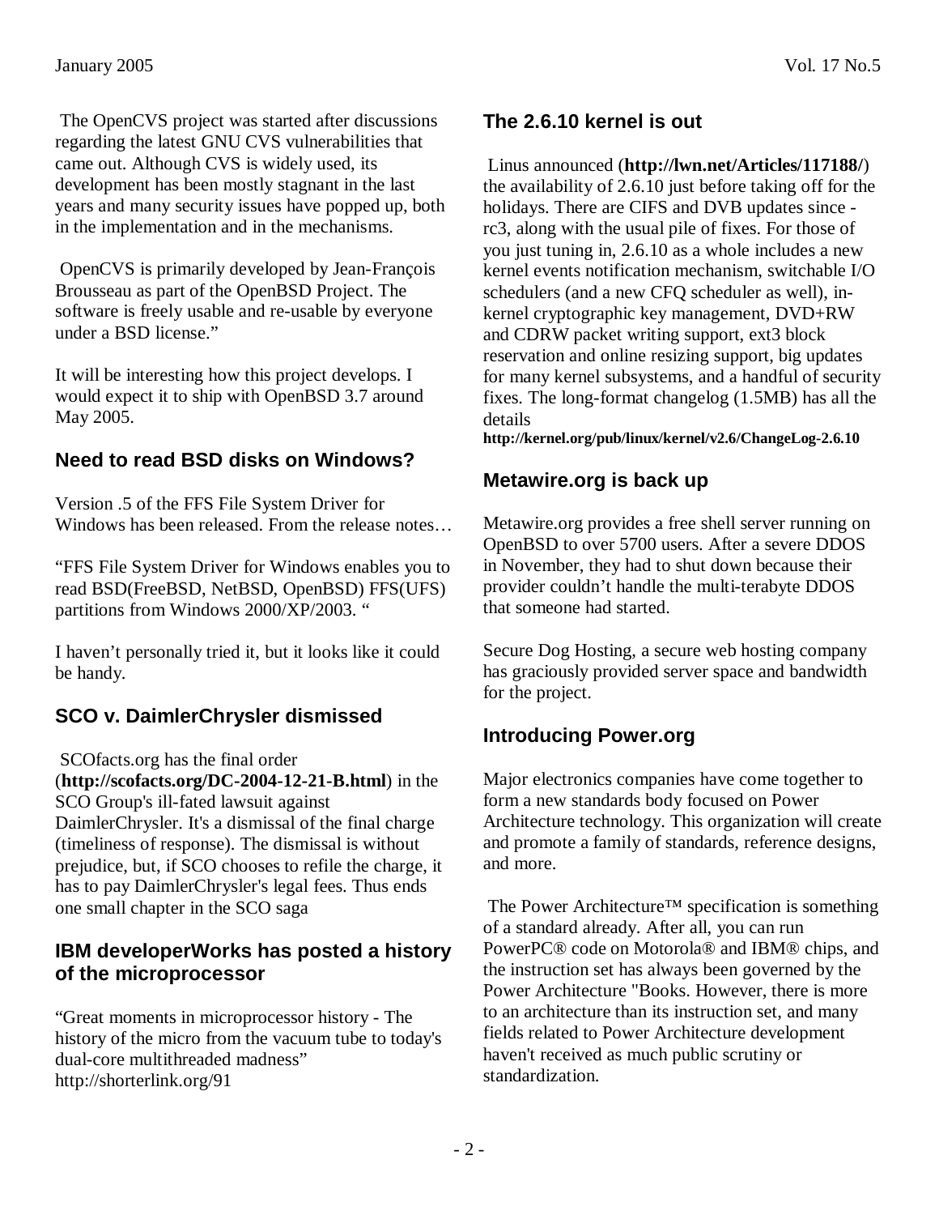The OpenCVS project was started after discussions regarding the latest GNU CVS vulnerabilities that came out. Although CVS is widely used, its development has been mostly stagnant in the last years and many security issues have popped up, both in the implementation and in the mechanisms.

OpenCVS is primarily developed by Jean-François Brousseau as part of the OpenBSD Project. The software is freely usable and re-usable by everyone under a BSD license."

It will be interesting how this project develops. I would expect it to ship with OpenBSD 3.7 around May 2005.

### Need to read BSD disks on Windows?

Version .5 of the FFS File System Driver for Windows has been released. From the release notes…

"FFS File System Driver for Windows enables you to read BSD(FreeBSD, NetBSD, OpenBSD) FFS(UFS) partitions from Windows 2000/XP/2003. "

I haven't personally tried it, but it looks like it could be handy.

### SCO v. DaimlerChrysler dismissed

SCOfacts.org has the final order (**http://scofacts.org/DC-2004-12-21-B.html**) in the SCO Group's ill-fated lawsuit against DaimlerChrysler. It's a dismissal of the final charge (timeliness of response). The dismissal is without prejudice, but, if SCO chooses to refile the charge, it has to pay DaimlerChrysler's legal fees. Thus ends one small chapter in the SCO saga

### IBM developerWorks has posted a history of the microprocessor

"Great moments in microprocessor history - The history of the micro from the vacuum tube to today's dual-core multithreaded madness"
http://shorterlink.org/91

### The 2.6.10 kernel is out

Linus announced (**http://lwn.net/Articles/117188/**) the availability of 2.6.10 just before taking off for the holidays. There are CIFS and DVB updates since -rc3, along with the usual pile of fixes. For those of you just tuning in, 2.6.10 as a whole includes a new kernel events notification mechanism, switchable I/O schedulers (and a new CFQ scheduler as well), in-kernel cryptographic key management, DVD+RW and CDRW packet writing support, ext3 block reservation and online resizing support, big updates for many kernel subsystems, and a handful of security fixes. The long-format changelog (1.5MB) has all the details
**http://kernel.org/pub/linux/kernel/v2.6/ChangeLog-2.6.10**

### Metawire.org is back up

Metawire.org provides a free shell server running on OpenBSD to over 5700 users. After a severe DDOS in November, they had to shut down because their provider couldn't handle the multi-terabyte DDOS that someone had started.

Secure Dog Hosting, a secure web hosting company has graciously provided server space and bandwidth for the project.

### Introducing Power.org

Major electronics companies have come together to form a new standards body focused on Power Architecture technology. This organization will create and promote a family of standards, reference designs, and more.

The Power Architecture™ specification is something of a standard already. After all, you can run PowerPC® code on Motorola® and IBM® chips, and the instruction set has always been governed by the Power Architecture "Books. However, there is more to an architecture than its instruction set, and many fields related to Power Architecture development haven't received as much public scrutiny or standardization.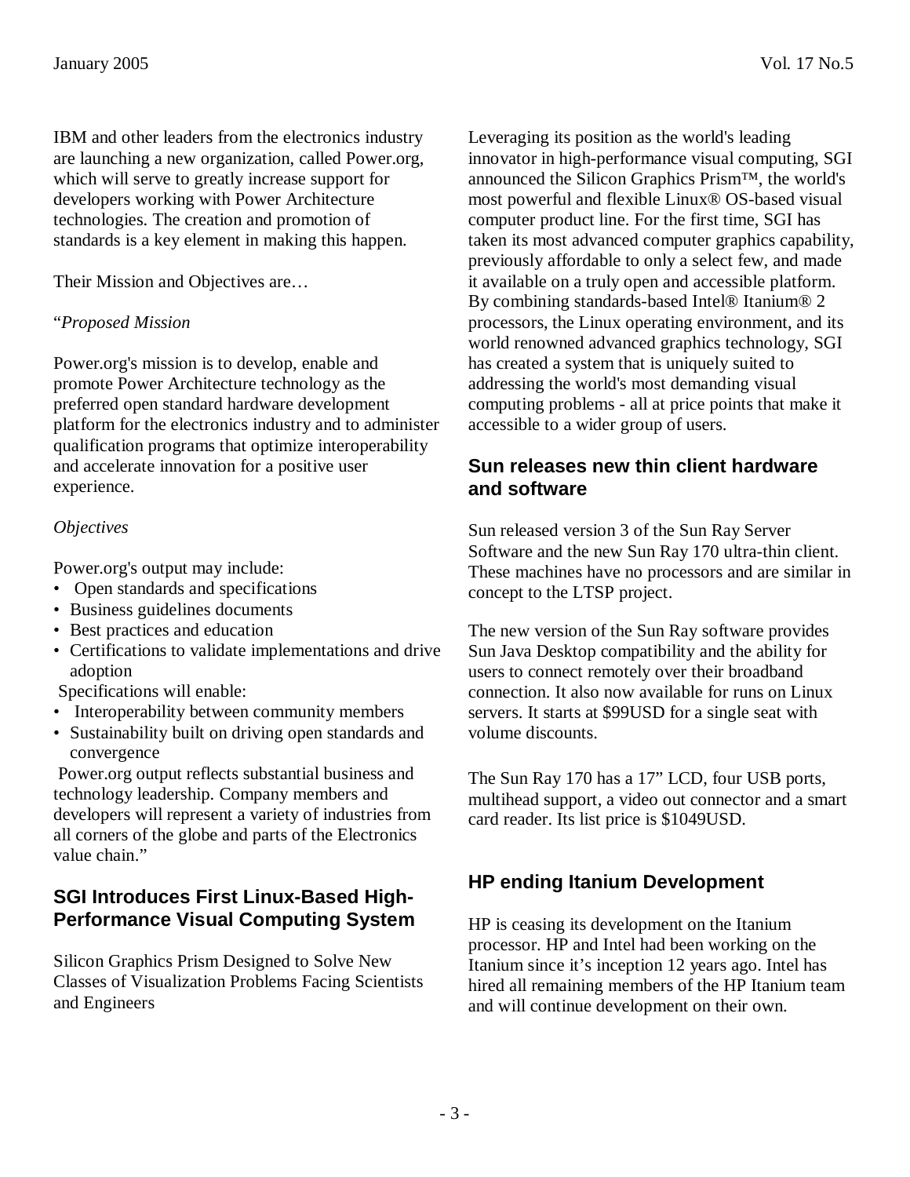IBM and other leaders from the electronics industry are launching a new organization, called Power.org, which will serve to greatly increase support for developers working with Power Architecture technologies. The creation and promotion of standards is a key element in making this happen.

Their Mission and Objectives are…

"*Proposed Mission*

Power.org's mission is to develop, enable and promote Power Architecture technology as the preferred open standard hardware development platform for the electronics industry and to administer qualification programs that optimize interoperability and accelerate innovation for a positive user experience.

*Objectives*

Power.org's output may include:

- Open standards and specifications
- Business guidelines documents
- Best practices and education
- Certifications to validate implementations and drive adoption

Specifications will enable:

- Interoperability between community members
- Sustainability built on driving open standards and convergence

Power.org output reflects substantial business and technology leadership. Company members and developers will represent a variety of industries from all corners of the globe and parts of the Electronics value chain."

## SGI Introduces First Linux-Based High-Performance Visual Computing System

Silicon Graphics Prism Designed to Solve New Classes of Visualization Problems Facing Scientists and Engineers

Leveraging its position as the world's leading innovator in high-performance visual computing, SGI announced the Silicon Graphics Prism™, the world's most powerful and flexible Linux® OS-based visual computer product line. For the first time, SGI has taken its most advanced computer graphics capability, previously affordable to only a select few, and made it available on a truly open and accessible platform. By combining standards-based Intel® Itanium® 2 processors, the Linux operating environment, and its world renowned advanced graphics technology, SGI has created a system that is uniquely suited to addressing the world's most demanding visual computing problems - all at price points that make it accessible to a wider group of users.

## Sun releases new thin client hardware and software

Sun released version 3 of the Sun Ray Server Software and the new Sun Ray 170 ultra-thin client. These machines have no processors and are similar in concept to the LTSP project.

The new version of the Sun Ray software provides Sun Java Desktop compatibility and the ability for users to connect remotely over their broadband connection. It also now available for runs on Linux servers. It starts at $99USD for a single seat with volume discounts.

The Sun Ray 170 has a 17" LCD, four USB ports, multihead support, a video out connector and a smart card reader. Its list price is $1049USD.

## HP ending Itanium Development

HP is ceasing its development on the Itanium processor. HP and Intel had been working on the Itanium since it's inception 12 years ago. Intel has hired all remaining members of the HP Itanium team and will continue development on their own.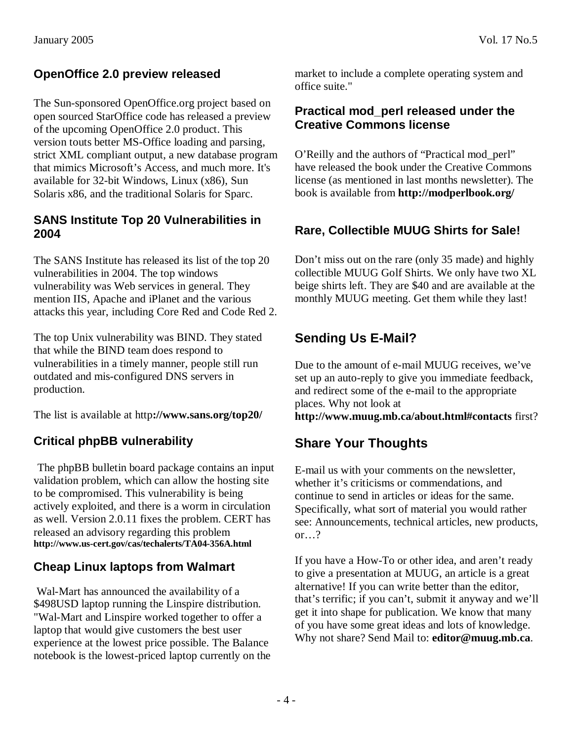## OpenOffice 2.0 preview released

The Sun-sponsored OpenOffice.org project based on open sourced StarOffice code has released a preview of the upcoming OpenOffice 2.0 product. This version touts better MS-Office loading and parsing, strict XML compliant output, a new database program that mimics Microsoft's Access, and much more. It's available for 32-bit Windows, Linux (x86), Sun Solaris x86, and the traditional Solaris for Sparc.

## SANS Institute Top 20 Vulnerabilities in 2004

The SANS Institute has released its list of the top 20 vulnerabilities in 2004. The top windows vulnerability was Web services in general. They mention IIS, Apache and iPlanet and the various attacks this year, including Core Red and Code Red 2.

The top Unix vulnerability was BIND. They stated that while the BIND team does respond to vulnerabilities in a timely manner, people still run outdated and mis-configured DNS servers in production.

The list is available at http**://www.sans.org/top20/**

## Critical phpBB vulnerability

The phpBB bulletin board package contains an input validation problem, which can allow the hosting site to be compromised. This vulnerability is being actively exploited, and there is a worm in circulation as well. Version 2.0.11 fixes the problem. CERT has released an advisory regarding this problem **http://www.us-cert.gov/cas/techalerts/TA04-356A.html**

## Cheap Linux laptops from Walmart

Wal-Mart has announced the availability of a $498USD laptop running the Linspire distribution. "Wal-Mart and Linspire worked together to offer a laptop that would give customers the best user experience at the lowest price possible. The Balance notebook is the lowest-priced laptop currently on the market to include a complete operating system and office suite."

## Practical mod_perl released under the Creative Commons license

O'Reilly and the authors of "Practical mod_perl" have released the book under the Creative Commons license (as mentioned in last months newsletter). The book is available from **http://modperlbook.org/**

## Rare, Collectible MUUG Shirts for Sale!

Don't miss out on the rare (only 35 made) and highly collectible MUUG Golf Shirts. We only have two XL beige shirts left. They are $40 and are available at the monthly MUUG meeting. Get them while they last!

# Sending Us E-Mail?

Due to the amount of e-mail MUUG receives, we've set up an auto-reply to give you immediate feedback, and redirect some of the e-mail to the appropriate places. Why not look at **http://www.muug.mb.ca/about.html#contacts** first?

# Share Your Thoughts

E-mail us with your comments on the newsletter, whether it's criticisms or commendations, and continue to send in articles or ideas for the same. Specifically, what sort of material you would rather see: Announcements, technical articles, new products, or…?

If you have a How-To or other idea, and aren't ready to give a presentation at MUUG, an article is a great alternative! If you can write better than the editor, that's terrific; if you can't, submit it anyway and we'll get it into shape for publication. We know that many of you have some great ideas and lots of knowledge. Why not share? Send Mail to: **editor@muug.mb.ca**.